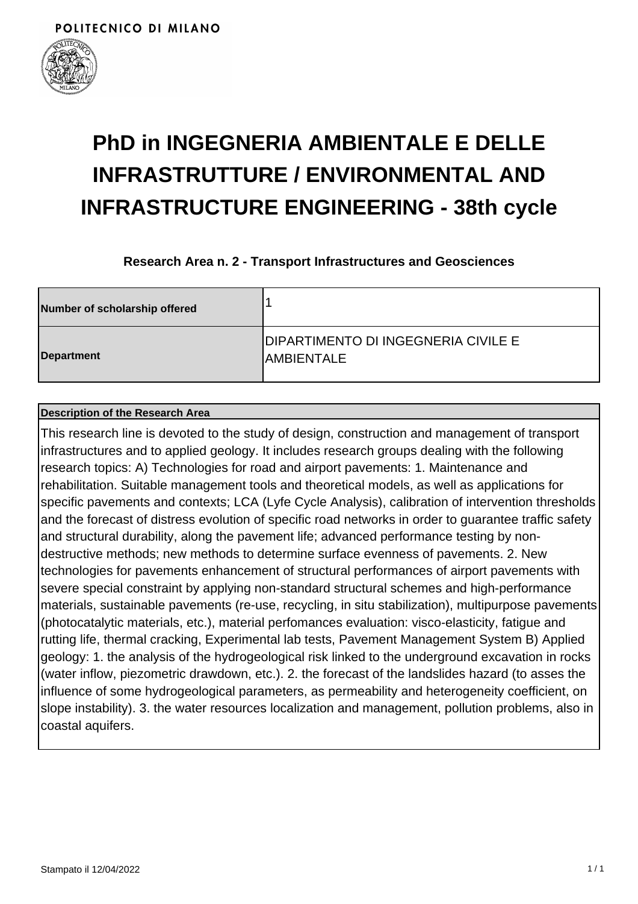POLITECNICO DI MILANO

# PhD in INGEGNERIA AMBIENTALE E DELLE INFRASTRUTTURE / ENVIRONMENTAL AND INFRASTRUCTURE ENGINEERING - 38th cycle

### Research Area n. 2 - Transport Infrastructures and Geosciences

| Number of scholarship offered | 1 |
|---|---|
| Department | DIPARTIMENTO DI INGEGNERIA CIVILE E AMBIENTALE |

| Description of the Research Area |
|---|
| This research line is devoted to the study of design, construction and management of transport infrastructures and to applied geology. It includes research groups dealing with the following research topics: A) Technologies for road and airport pavements: 1. Maintenance and rehabilitation. Suitable management tools and theoretical models, as well as applications for specific pavements and contexts; LCA (Lyfe Cycle Analysis), calibration of intervention thresholds and the forecast of distress evolution of specific road networks in order to guarantee traffic safety and structural durability, along the pavement life; advanced performance testing by non-destructive methods; new methods to determine surface evenness of pavements. 2. New technologies for pavements enhancement of structural performances of airport pavements with severe special constraint by applying non-standard structural schemes and high-performance materials, sustainable pavements (re-use, recycling, in situ stabilization), multipurpose pavements (photocatalytic materials, etc.), material perfomances evaluation: visco-elasticity, fatigue and rutting life, thermal cracking, Experimental lab tests, Pavement Management System B) Applied geology: 1. the analysis of the hydrogeological risk linked to the underground excavation in rocks (water inflow, piezometric drawdown, etc.). 2. the forecast of the landslides hazard (to asses the influence of some hydrogeological parameters, as permeability and heterogeneity coefficient, on slope instability). 3. the water resources localization and management, pollution problems, also in coastal aquifers. |

Stampato il 12/04/2022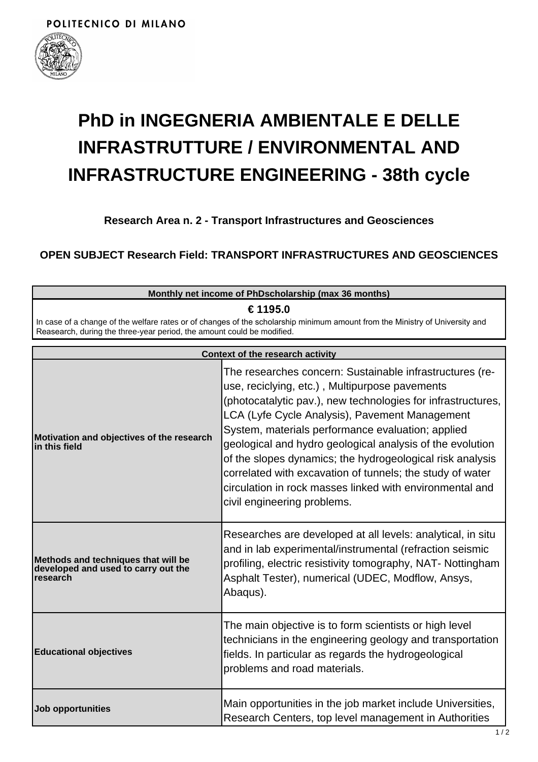POLITECNICO DI MILANO

# PhD in INGEGNERIA AMBIENTALE E DELLE INFRASTRUTTURE / ENVIRONMENTAL AND INFRASTRUCTURE ENGINEERING - 38th cycle

### Research Area n. 2 - Transport Infrastructures and Geosciences

### OPEN SUBJECT Research Field: TRANSPORT INFRASTRUCTURES AND GEOSCIENCES

| Monthly net income of PhDscholarship (max 36 months) |
| --- |
| **€ 1195.0**<br>In case of a change of the welfare rates or of changes of the scholarship minimum amount from the Ministry of University and Reasearch, during the three-year period, the amount could be modified. |

| Context of the research activity | |
| --- | --- |
| **Motivation and objectives of the research in this field** | The researches concern: Sustainable infrastructures (re-use, reciclying, etc.) , Multipurpose pavements (photocatalytic pav.), new technologies for infrastructures, LCA (Lyfe Cycle Analysis), Pavement Management System, materials performance evaluation; applied geological and hydro geological analysis of the evolution of the slopes dynamics; the hydrogeological risk analysis correlated with excavation of tunnels; the study of water circulation in rock masses linked with environmental and civil engineering problems. |
| **Methods and techniques that will be developed and used to carry out the research** | Researches are developed at all levels: analytical, in situ and in lab experimental/instrumental (refraction seismic profiling, electric resistivity tomography, NAT- Nottingham Asphalt Tester), numerical (UDEC, Modflow, Ansys, Abaqus). |
| **Educational objectives** | The main objective is to form scientists or high level technicians in the engineering geology and transportation fields. In particular as regards the hydrogeological problems and road materials. |
| **Job opportunities** | Main opportunities in the job market include Universities, Research Centers, top level management in Authorities |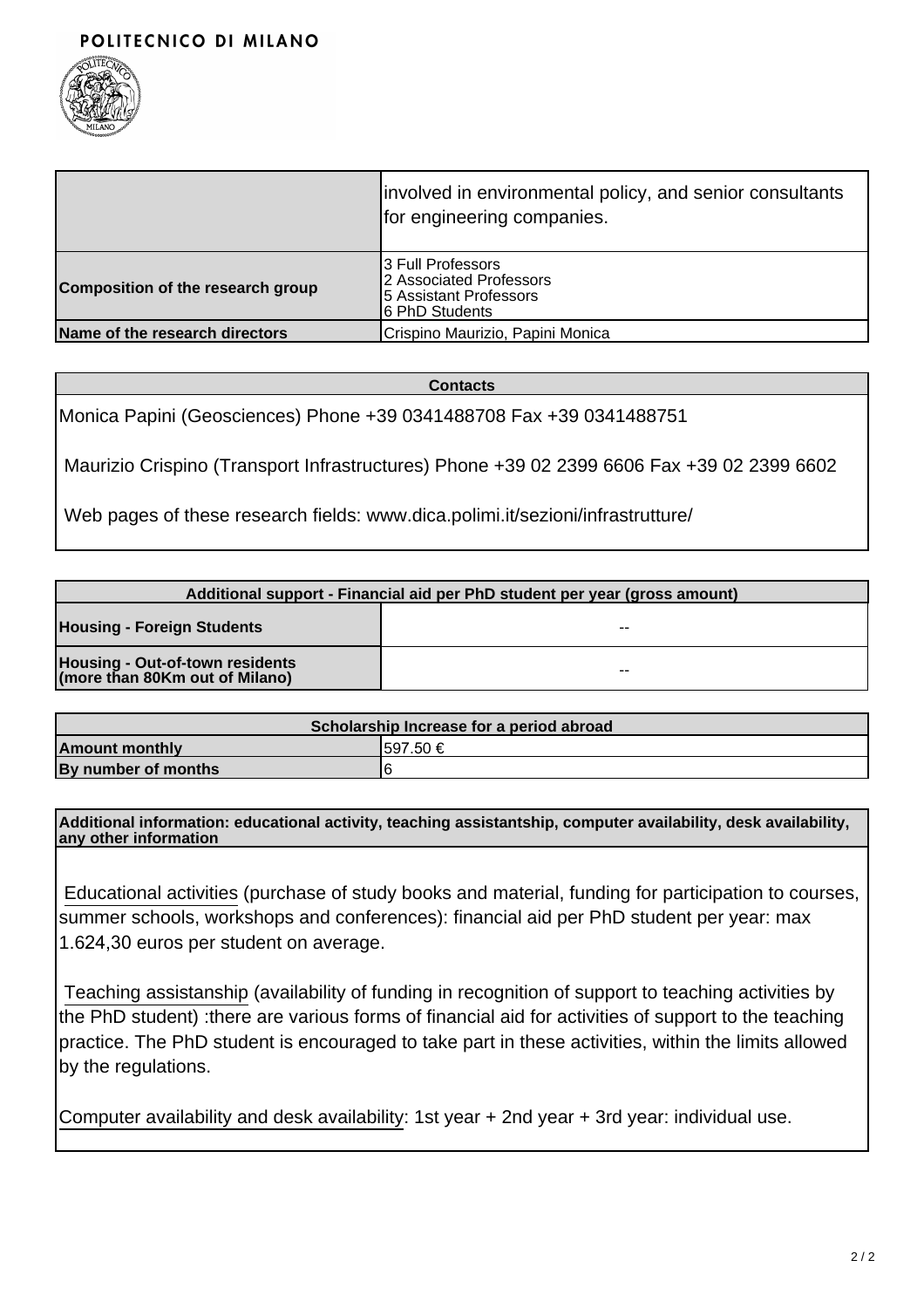| | |
|---|---|
| | involved in environmental policy, and senior consultants for engineering companies. |
| **Composition of the research group** | 3 Full Professors<br>2 Associated Professors<br>5 Assistant Professors<br>6 PhD Students |
| **Name of the research directors** | Crispino Maurizio, Papini Monica |

| **Contacts** |
|---|
| Monica Papini (Geosciences) Phone +39 0341488708 Fax +39 0341488751<br><br>Maurizio Crispino (Transport Infrastructures) Phone +39 02 2399 6606 Fax +39 02 2399 6602<br><br>Web pages of these research fields: www.dica.polimi.it/sezioni/infrastrutture/ |

| **Additional support - Financial aid per PhD student per year (gross amount)** | |
|---|---|
| **Housing - Foreign Students** | -- |
| **Housing - Out-of-town residents (more than 80Km out of Milano)** | -- |

| **Scholarship Increase for a period abroad** | |
|---|---|
| **Amount monthly** | 597.50 € |
| **By number of months** | 6 |

| **Additional information: educational activity, teaching assistantship, computer availability, desk availability, any other information** |
|---|
| Educational activities (purchase of study books and material, funding for participation to courses, summer schools, workshops and conferences): financial aid per PhD student per year: max 1.624,30 euros per student on average.<br><br>Teaching assistanship (availability of funding in recognition of support to teaching activities by the PhD student) :there are various forms of financial aid for activities of support to the teaching practice. The PhD student is encouraged to take part in these activities, within the limits allowed by the regulations.<br><br>Computer availability and desk availability: 1st year + 2nd year + 3rd year: individual use. |